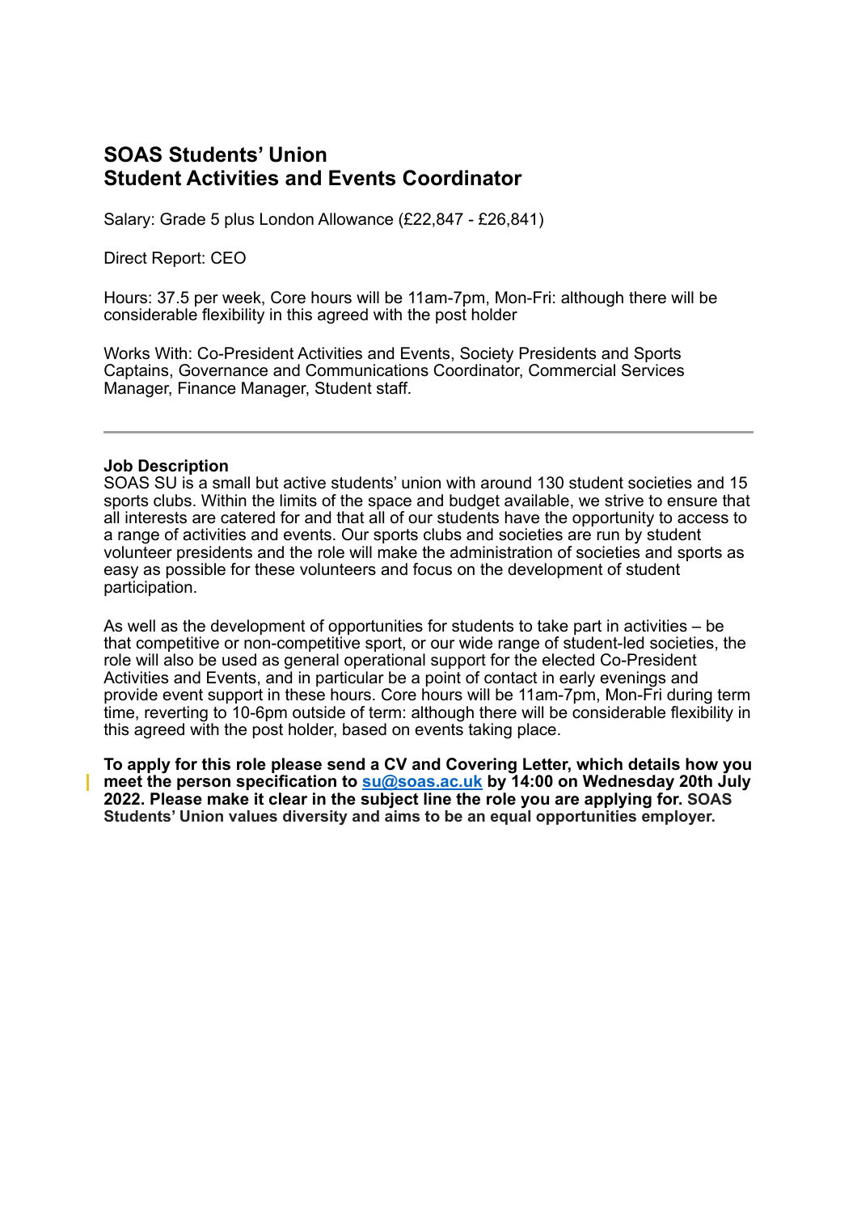# SOAS Students' Union
## Student Activities and Events Coordinator

Salary: Grade 5 plus London Allowance (£22,847 - £26,841)

Direct Report: CEO

Hours: 37.5 per week, Core hours will be 11am-7pm, Mon-Fri: although there will be considerable flexibility in this agreed with the post holder

Works With: Co-President Activities and Events, Society Presidents and Sports Captains, Governance and Communications Coordinator, Commercial Services Manager, Finance Manager, Student staff.

---

**Job Description**

SOAS SU is a small but active students' union with around 130 student societies and 15 sports clubs. Within the limits of the space and budget available, we strive to ensure that all interests are catered for and that all of our students have the opportunity to access to a range of activities and events. Our sports clubs and societies are run by student volunteer presidents and the role will make the administration of societies and sports as easy as possible for these volunteers and focus on the development of student participation.

As well as the development of opportunities for students to take part in activities – be that competitive or non-competitive sport, or our wide range of student-led societies, the role will also be used as general operational support for the elected Co-President Activities and Events, and in particular be a point of contact in early evenings and provide event support in these hours. Core hours will be 11am-7pm, Mon-Fri during term time, reverting to 10-6pm outside of term: although there will be considerable flexibility in this agreed with the post holder, based on events taking place.

**To apply for this role please send a CV and Covering Letter, which details how you meet the person specification to su@soas.ac.uk by 14:00 on Wednesday 20th July 2022. Please make it clear in the subject line the role you are applying for. SOAS Students' Union values diversity and aims to be an equal opportunities employer.**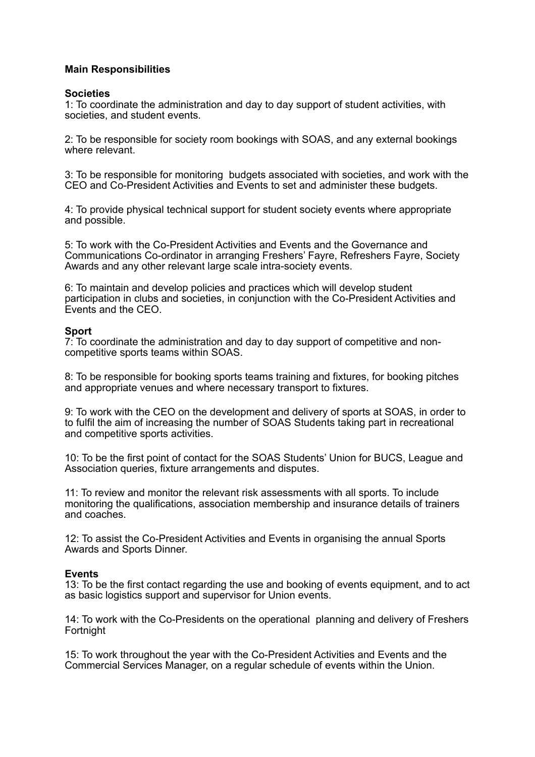**Main Responsibilities**

**Societies**

1: To coordinate the administration and day to day support of student activities, with societies, and student events.

2: To be responsible for society room bookings with SOAS, and any external bookings where relevant.

3: To be responsible for monitoring budgets associated with societies, and work with the CEO and Co-President Activities and Events to set and administer these budgets.

4: To provide physical technical support for student society events where appropriate and possible.

5: To work with the Co-President Activities and Events and the Governance and Communications Co-ordinator in arranging Freshers' Fayre, Refreshers Fayre, Society Awards and any other relevant large scale intra-society events.

6: To maintain and develop policies and practices which will develop student participation in clubs and societies, in conjunction with the Co-President Activities and Events and the CEO.

**Sport**

7: To coordinate the administration and day to day support of competitive and non-competitive sports teams within SOAS.

8: To be responsible for booking sports teams training and fixtures, for booking pitches and appropriate venues and where necessary transport to fixtures.

9: To work with the CEO on the development and delivery of sports at SOAS, in order to to fulfil the aim of increasing the number of SOAS Students taking part in recreational and competitive sports activities.

10: To be the first point of contact for the SOAS Students' Union for BUCS, League and Association queries, fixture arrangements and disputes.

11: To review and monitor the relevant risk assessments with all sports. To include monitoring the qualifications, association membership and insurance details of trainers and coaches.

12: To assist the Co-President Activities and Events in organising the annual Sports Awards and Sports Dinner.

**Events**

13: To be the first contact regarding the use and booking of events equipment, and to act as basic logistics support and supervisor for Union events.

14: To work with the Co-Presidents on the operational planning and delivery of Freshers Fortnight

15: To work throughout the year with the Co-President Activities and Events and the Commercial Services Manager, on a regular schedule of events within the Union.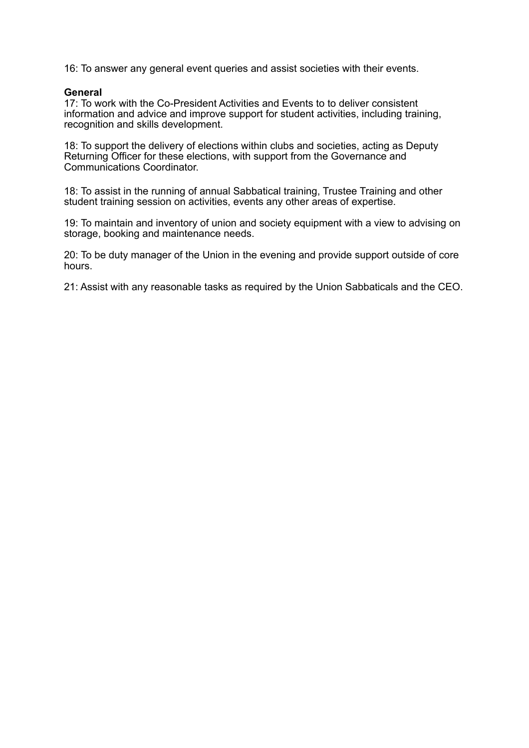16: To answer any general event queries and assist societies with their events.

**General**

17: To work with the Co-President Activities and Events to to deliver consistent information and advice and improve support for student activities, including training, recognition and skills development.

18: To support the delivery of elections within clubs and societies, acting as Deputy Returning Officer for these elections, with support from the Governance and Communications Coordinator.

18: To assist in the running of annual Sabbatical training, Trustee Training and other student training session on activities, events any other areas of expertise.

19: To maintain and inventory of union and society equipment with a view to advising on storage, booking and maintenance needs.

20: To be duty manager of the Union in the evening and provide support outside of core hours.

21: Assist with any reasonable tasks as required by the Union Sabbaticals and the CEO.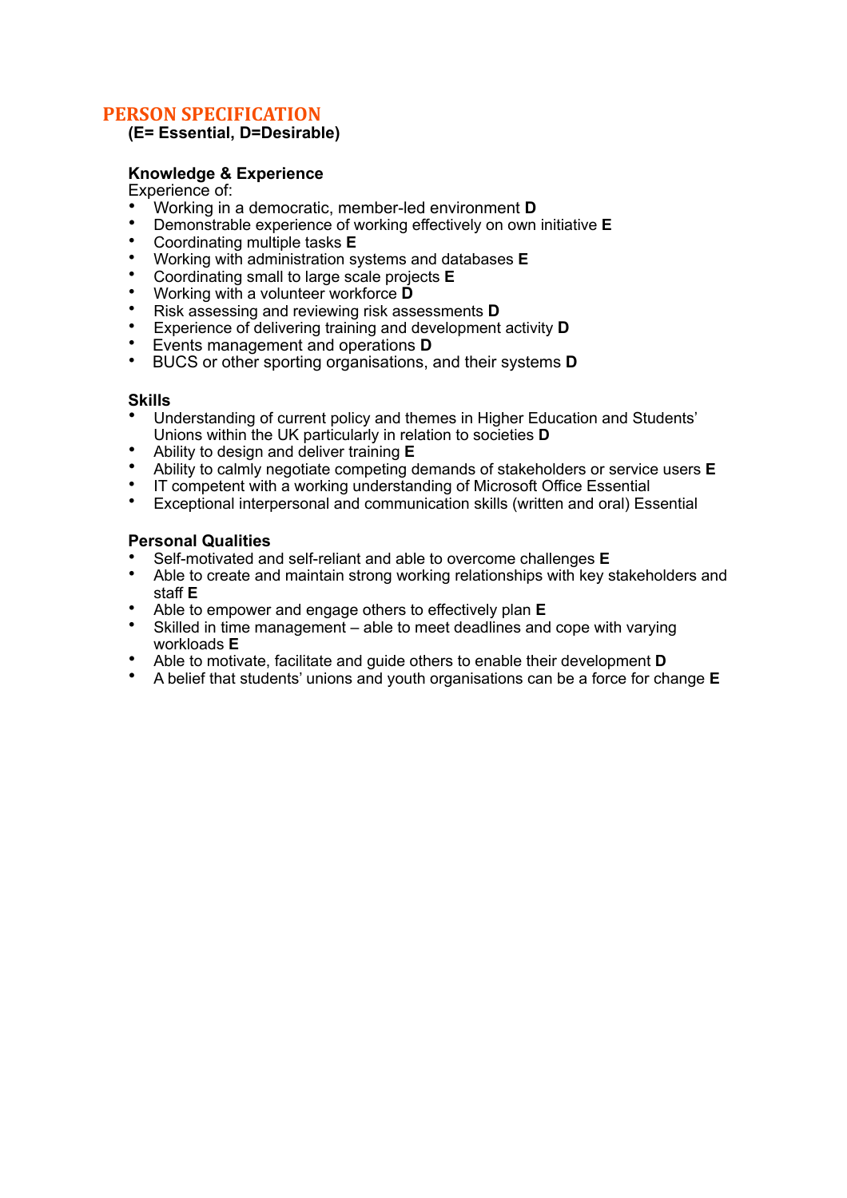# PERSON SPECIFICATION

**(E= Essential, D=Desirable)**

### Knowledge & Experience

Experience of:

- Working in a democratic, member-led environment **D**
- Demonstrable experience of working effectively on own initiative **E**
- Coordinating multiple tasks **E**
- Working with administration systems and databases **E**
- Coordinating small to large scale projects **E**
- Working with a volunteer workforce **D**
- Risk assessing and reviewing risk assessments **D**
- Experience of delivering training and development activity **D**
- Events management and operations **D**
- BUCS or other sporting organisations, and their systems **D**

### Skills

- Understanding of current policy and themes in Higher Education and Students' Unions within the UK particularly in relation to societies **D**
- Ability to design and deliver training **E**
- Ability to calmly negotiate competing demands of stakeholders or service users **E**
- IT competent with a working understanding of Microsoft Office Essential
- Exceptional interpersonal and communication skills (written and oral) Essential

### Personal Qualities

- Self-motivated and self-reliant and able to overcome challenges **E**
- Able to create and maintain strong working relationships with key stakeholders and staff **E**
- Able to empower and engage others to effectively plan **E**
- Skilled in time management – able to meet deadlines and cope with varying workloads **E**
- Able to motivate, facilitate and guide others to enable their development **D**
- A belief that students' unions and youth organisations can be a force for change **E**